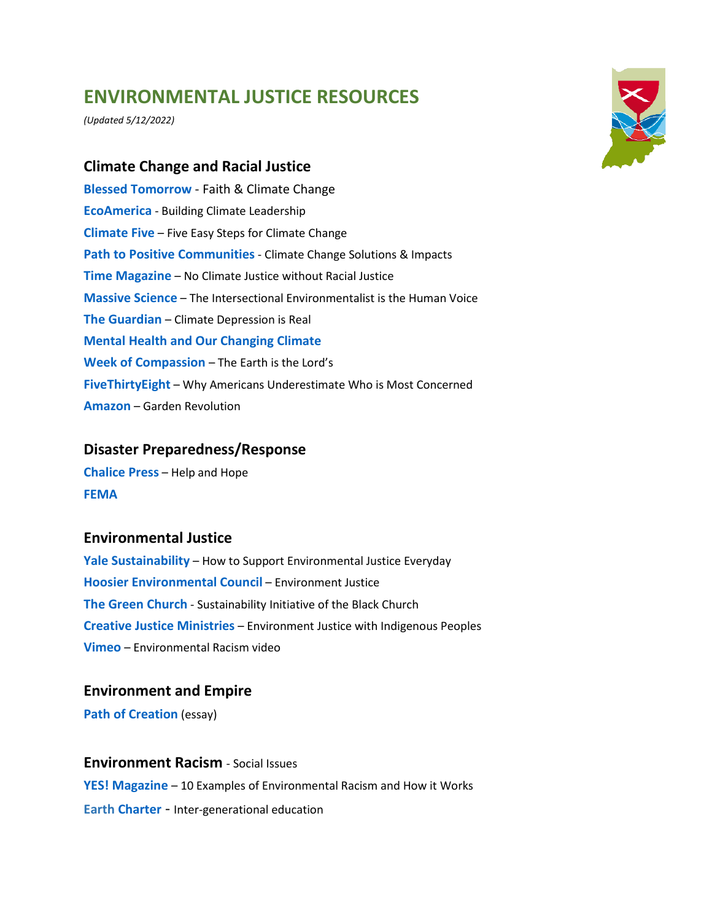# ENVIRONMENTAL JUSTICE RESOURCES

*(Updated 5/12/2022)*

## Climate Change and Racial Justice

**Blessed Tomorrow** - Faith & Climate Change

**EcoAmerica** - Building Climate Leadership

**Climate Five** – Five Easy Steps for Climate Change

**Path to Positive Communities** - Climate Change Solutions & Impacts

**Time Magazine** – No Climate Justice without Racial Justice

**Massive Science** – The Intersectional Environmentalist is the Human Voice

**The Guardian** – Climate Depression is Real

**Mental Health and Our Changing Climate**

**Week of Compassion** – The Earth is the Lord's

**FiveThirtyEight** – Why Americans Underestimate Who is Most Concerned

**Amazon** – Garden Revolution

## Disaster Preparedness/Response

**Chalice Press** – Help and Hope

**FEMA**

## Environmental Justice

**Yale Sustainability** – How to Support Environmental Justice Everyday

**Hoosier Environmental Council** – Environment Justice

**The Green Church** - Sustainability Initiative of the Black Church

**Creative Justice Ministries** – Environment Justice with Indigenous Peoples

**Vimeo** – Environmental Racism video

## Environment and Empire

**Path of Creation** (essay)

## Environment Racism - Social Issues

**YES! Magazine** – 10 Examples of Environmental Racism and How it Works

**Earth Charter** - Inter-generational education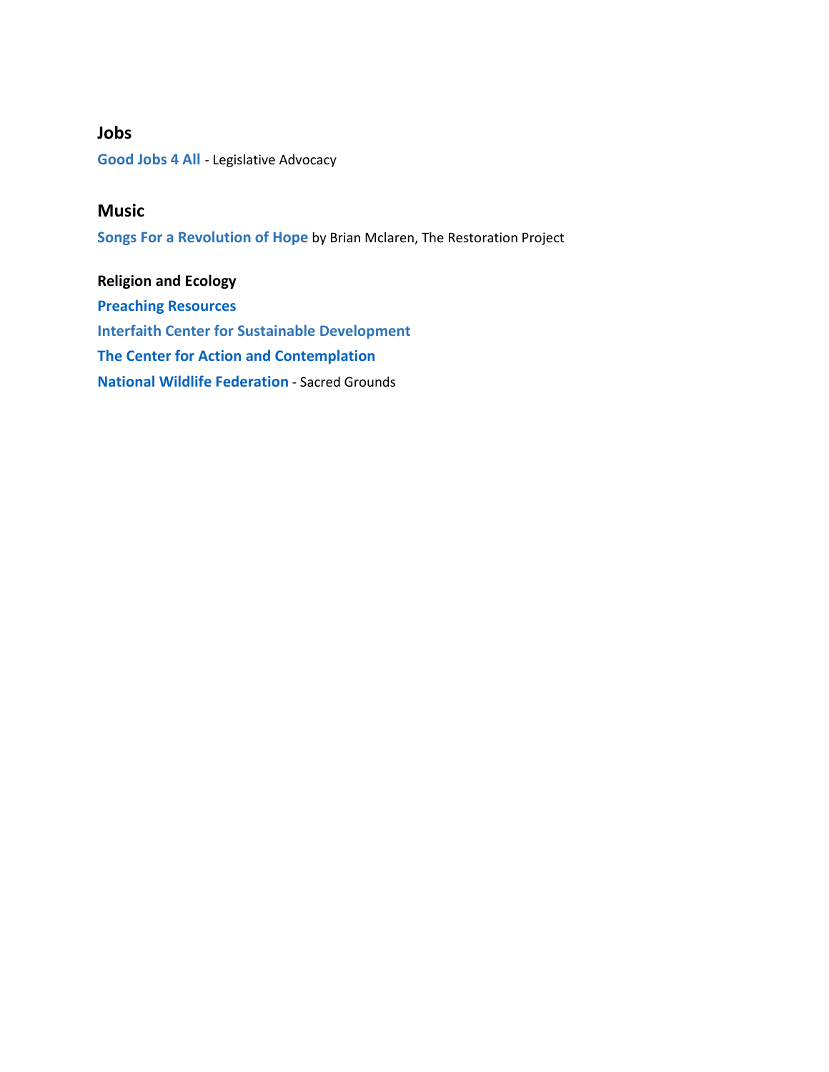## Jobs

**Good Jobs 4 All** - Legislative Advocacy

## Music

**Songs For a Revolution of Hope** by Brian Mclaren, The Restoration Project

### Religion and Ecology

**Preaching Resources**

**Interfaith Center for Sustainable Development**

**The Center for Action and Contemplation**

**National Wildlife Federation** - Sacred Grounds